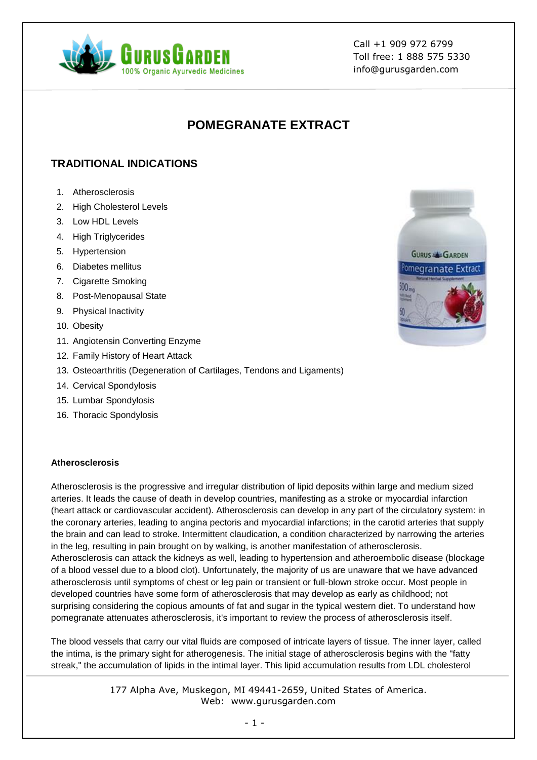# POMEGRANATE EXTRACT

## TRADITIONAL INDICATIONS

1. Atherosclerosis
2. High Cholesterol Levels
3. Low HDL Levels
4. High Triglycerides
5. Hypertension
6. Diabetes mellitus
7. Cigarette Smoking
8. Post-Menopausal State
9. Physical Inactivity
10. Obesity
11. Angiotensin Converting Enzyme
12. Family History of Heart Attack
13. Osteoarthritis (Degeneration of Cartilages, Tendons and Ligaments)
14. Cervical Spondylosis
15. Lumbar Spondylosis
16. Thoracic Spondylosis

**Atherosclerosis**

Atherosclerosis is the progressive and irregular distribution of lipid deposits within large and medium sized arteries. It leads the cause of death in develop countries, manifesting as a stroke or myocardial infarction (heart attack or cardiovascular accident). Atherosclerosis can develop in any part of the circulatory system: in the coronary arteries, leading to angina pectoris and myocardial infarctions; in the carotid arteries that supply the brain and can lead to stroke. Intermittent claudication, a condition characterized by narrowing the arteries in the leg, resulting in pain brought on by walking, is another manifestation of atherosclerosis. Atherosclerosis can attack the kidneys as well, leading to hypertension and atheroembolic disease (blockage of a blood vessel due to a blood clot). Unfortunately, the majority of us are unaware that we have advanced atherosclerosis until symptoms of chest or leg pain or transient or full-blown stroke occur. Most people in developed countries have some form of atherosclerosis that may develop as early as childhood; not surprising considering the copious amounts of fat and sugar in the typical western diet. To understand how pomegranate attenuates atherosclerosis, it's important to review the process of atherosclerosis itself.

The blood vessels that carry our vital fluids are composed of intricate layers of tissue. The inner layer, called the intima, is the primary sight for atherogenesis. The initial stage of atherosclerosis begins with the "fatty streak," the accumulation of lipids in the intimal layer. This lipid accumulation results from LDL cholesterol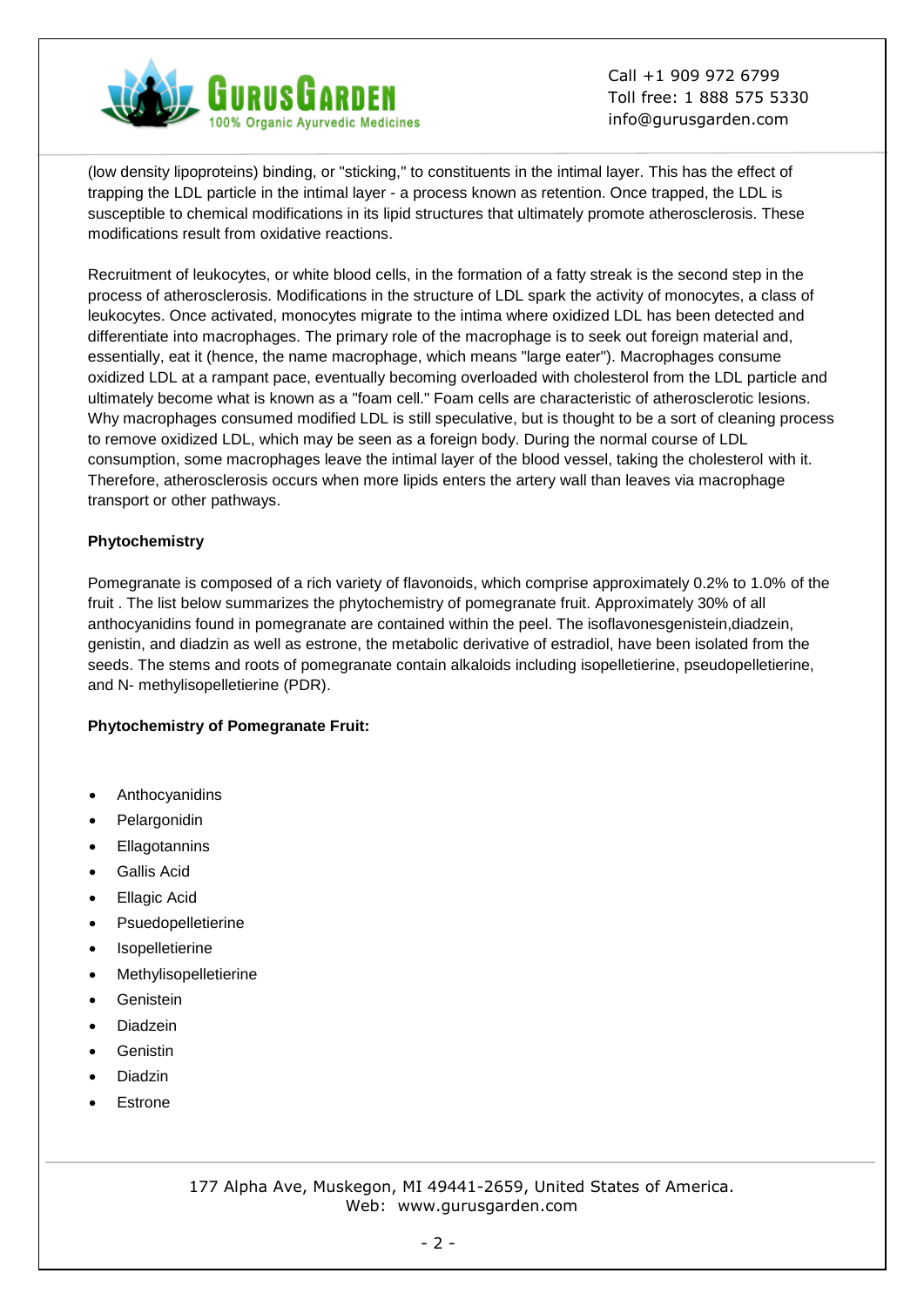(low density lipoproteins) binding, or "sticking," to constituents in the intimal layer. This has the effect of trapping the LDL particle in the intimal layer - a process known as retention. Once trapped, the LDL is susceptible to chemical modifications in its lipid structures that ultimately promote atherosclerosis. These modifications result from oxidative reactions.

Recruitment of leukocytes, or white blood cells, in the formation of a fatty streak is the second step in the process of atherosclerosis. Modifications in the structure of LDL spark the activity of monocytes, a class of leukocytes. Once activated, monocytes migrate to the intima where oxidized LDL has been detected and differentiate into macrophages. The primary role of the macrophage is to seek out foreign material and, essentially, eat it (hence, the name macrophage, which means "large eater"). Macrophages consume oxidized LDL at a rampant pace, eventually becoming overloaded with cholesterol from the LDL particle and ultimately become what is known as a "foam cell." Foam cells are characteristic of atherosclerotic lesions. Why macrophages consumed modified LDL is still speculative, but is thought to be a sort of cleaning process to remove oxidized LDL, which may be seen as a foreign body. During the normal course of LDL consumption, some macrophages leave the intimal layer of the blood vessel, taking the cholesterol with it. Therefore, atherosclerosis occurs when more lipids enters the artery wall than leaves via macrophage transport or other pathways.

**Phytochemistry**

Pomegranate is composed of a rich variety of flavonoids, which comprise approximately 0.2% to 1.0% of the fruit . The list below summarizes the phytochemistry of pomegranate fruit. Approximately 30% of all anthocyanidins found in pomegranate are contained within the peel. The isoflavonesgenistein,diadzein, genistin, and diadzin as well as estrone, the metabolic derivative of estradiol, have been isolated from the seeds. The stems and roots of pomegranate contain alkaloids including isopelletierine, pseudopelletierine, and N- methylisopelletierine (PDR).

**Phytochemistry of Pomegranate Fruit:**

- Anthocyanidins
- Pelargonidin
- Ellagotannins
- Gallis Acid
- Ellagic Acid
- Psuedopelletierine
- Isopelletierine
- Methylisopelletierine
- Genistein
- Diadzein
- Genistin
- Diadzin
- Estrone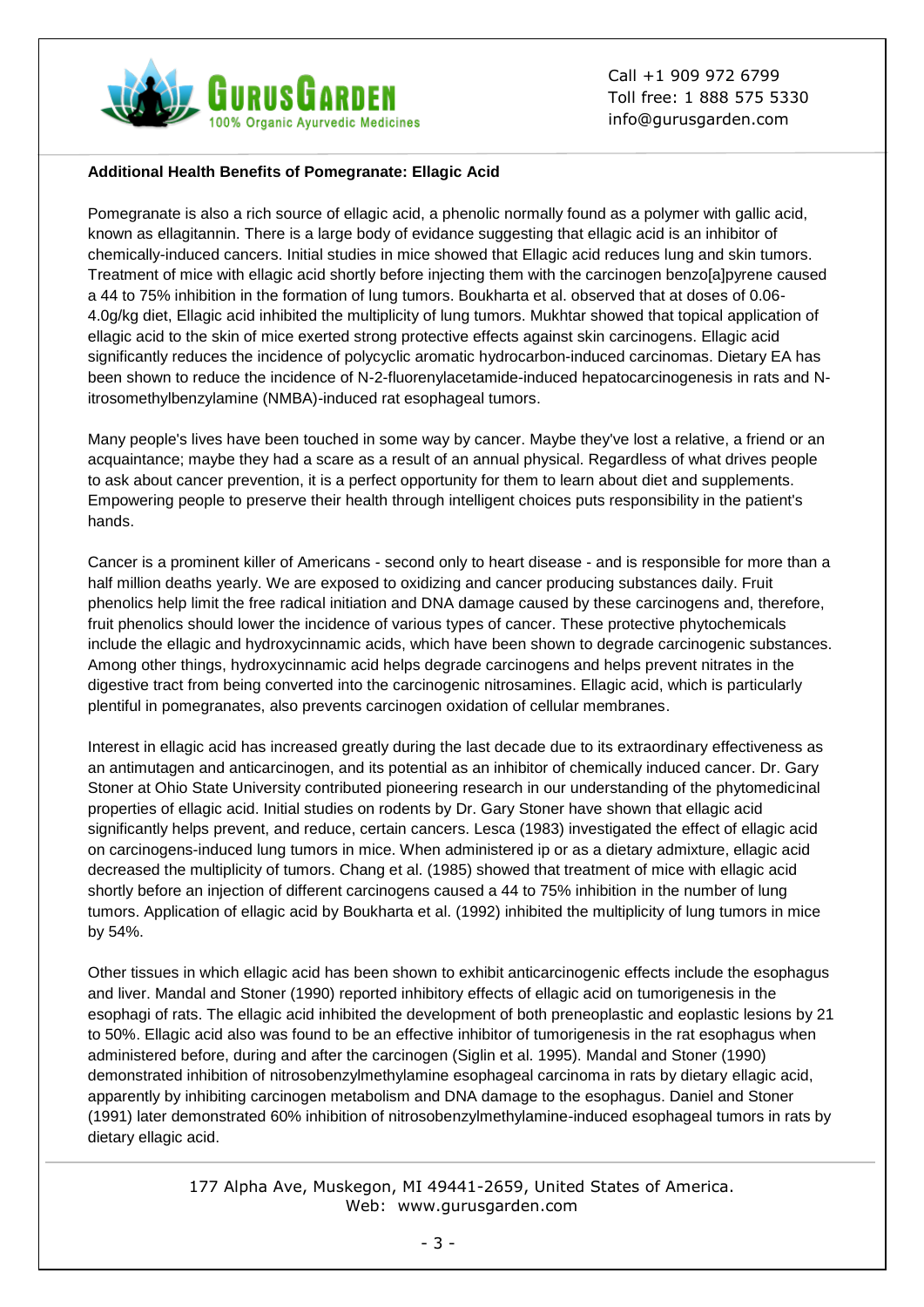**Additional Health Benefits of Pomegranate: Ellagic Acid**

Pomegranate is also a rich source of ellagic acid, a phenolic normally found as a polymer with gallic acid, known as ellagitannin. There is a large body of evidance suggesting that ellagic acid is an inhibitor of chemically-induced cancers. Initial studies in mice showed that Ellagic acid reduces lung and skin tumors. Treatment of mice with ellagic acid shortly before injecting them with the carcinogen benzo[a]pyrene caused a 44 to 75% inhibition in the formation of lung tumors. Boukharta et al. observed that at doses of 0.06-4.0g/kg diet, Ellagic acid inhibited the multiplicity of lung tumors. Mukhtar showed that topical application of ellagic acid to the skin of mice exerted strong protective effects against skin carcinogens. Ellagic acid significantly reduces the incidence of polycyclic aromatic hydrocarbon-induced carcinomas. Dietary EA has been shown to reduce the incidence of N-2-fluorenylacetamide-induced hepatocarcinogenesis in rats and N-itrosomethylbenzylamine (NMBA)-induced rat esophageal tumors.

Many people's lives have been touched in some way by cancer. Maybe they've lost a relative, a friend or an acquaintance; maybe they had a scare as a result of an annual physical. Regardless of what drives people to ask about cancer prevention, it is a perfect opportunity for them to learn about diet and supplements. Empowering people to preserve their health through intelligent choices puts responsibility in the patient's hands.

Cancer is a prominent killer of Americans - second only to heart disease - and is responsible for more than a half million deaths yearly. We are exposed to oxidizing and cancer producing substances daily. Fruit phenolics help limit the free radical initiation and DNA damage caused by these carcinogens and, therefore, fruit phenolics should lower the incidence of various types of cancer. These protective phytochemicals include the ellagic and hydroxycinnamic acids, which have been shown to degrade carcinogenic substances. Among other things, hydroxycinnamic acid helps degrade carcinogens and helps prevent nitrates in the digestive tract from being converted into the carcinogenic nitrosamines. Ellagic acid, which is particularly plentiful in pomegranates, also prevents carcinogen oxidation of cellular membranes.

Interest in ellagic acid has increased greatly during the last decade due to its extraordinary effectiveness as an antimutagen and anticarcinogen, and its potential as an inhibitor of chemically induced cancer. Dr. Gary Stoner at Ohio State University contributed pioneering research in our understanding of the phytomedicinal properties of ellagic acid. Initial studies on rodents by Dr. Gary Stoner have shown that ellagic acid significantly helps prevent, and reduce, certain cancers. Lesca (1983) investigated the effect of ellagic acid on carcinogens-induced lung tumors in mice. When administered ip or as a dietary admixture, ellagic acid decreased the multiplicity of tumors. Chang et al. (1985) showed that treatment of mice with ellagic acid shortly before an injection of different carcinogens caused a 44 to 75% inhibition in the number of lung tumors. Application of ellagic acid by Boukharta et al. (1992) inhibited the multiplicity of lung tumors in mice by 54%.

Other tissues in which ellagic acid has been shown to exhibit anticarcinogenic effects include the esophagus and liver. Mandal and Stoner (1990) reported inhibitory effects of ellagic acid on tumorigenesis in the esophagi of rats. The ellagic acid inhibited the development of both preneoplastic and eoplastic lesions by 21 to 50%. Ellagic acid also was found to be an effective inhibitor of tumorigenesis in the rat esophagus when administered before, during and after the carcinogen (Siglin et al. 1995). Mandal and Stoner (1990) demonstrated inhibition of nitrosobenzylmethylamine esophageal carcinoma in rats by dietary ellagic acid, apparently by inhibiting carcinogen metabolism and DNA damage to the esophagus. Daniel and Stoner (1991) later demonstrated 60% inhibition of nitrosobenzylmethylamine-induced esophageal tumors in rats by dietary ellagic acid.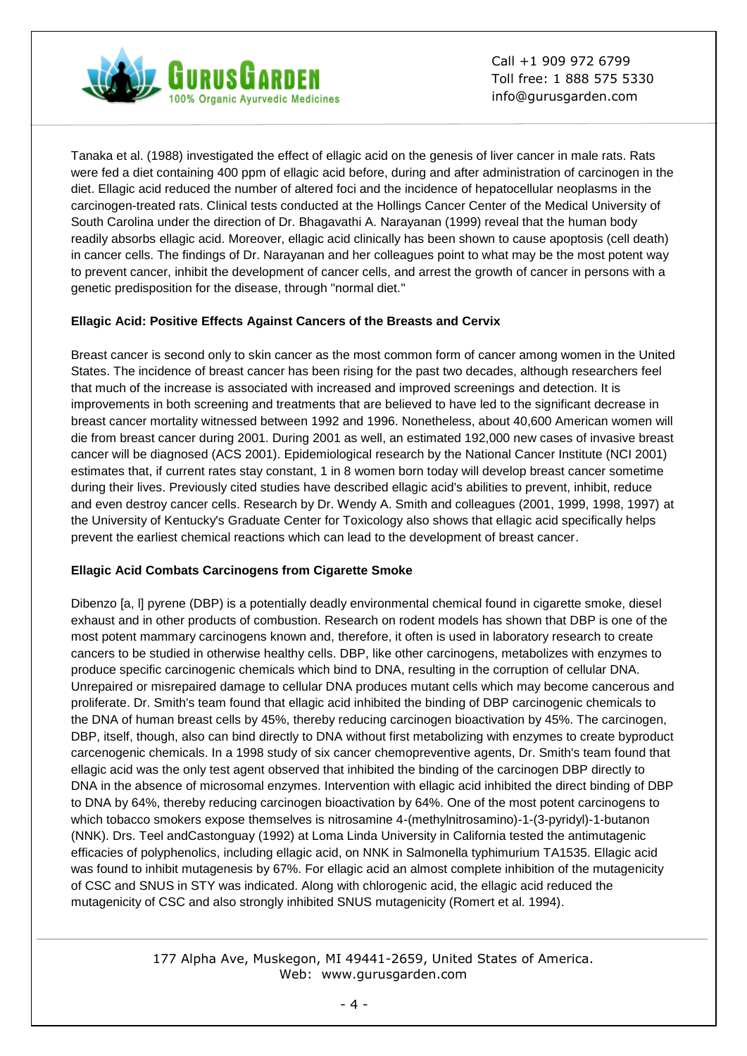Tanaka et al. (1988) investigated the effect of ellagic acid on the genesis of liver cancer in male rats. Rats were fed a diet containing 400 ppm of ellagic acid before, during and after administration of carcinogen in the diet. Ellagic acid reduced the number of altered foci and the incidence of hepatocellular neoplasms in the carcinogen-treated rats. Clinical tests conducted at the Hollings Cancer Center of the Medical University of South Carolina under the direction of Dr. Bhagavathi A. Narayanan (1999) reveal that the human body readily absorbs ellagic acid. Moreover, ellagic acid clinically has been shown to cause apoptosis (cell death) in cancer cells. The findings of Dr. Narayanan and her colleagues point to what may be the most potent way to prevent cancer, inhibit the development of cancer cells, and arrest the growth of cancer in persons with a genetic predisposition for the disease, through "normal diet."

**Ellagic Acid: Positive Effects Against Cancers of the Breasts and Cervix**

Breast cancer is second only to skin cancer as the most common form of cancer among women in the United States. The incidence of breast cancer has been rising for the past two decades, although researchers feel that much of the increase is associated with increased and improved screenings and detection. It is improvements in both screening and treatments that are believed to have led to the significant decrease in breast cancer mortality witnessed between 1992 and 1996. Nonetheless, about 40,600 American women will die from breast cancer during 2001. During 2001 as well, an estimated 192,000 new cases of invasive breast cancer will be diagnosed (ACS 2001). Epidemiological research by the National Cancer Institute (NCI 2001) estimates that, if current rates stay constant, 1 in 8 women born today will develop breast cancer sometime during their lives. Previously cited studies have described ellagic acid's abilities to prevent, inhibit, reduce and even destroy cancer cells. Research by Dr. Wendy A. Smith and colleagues (2001, 1999, 1998, 1997) at the University of Kentucky's Graduate Center for Toxicology also shows that ellagic acid specifically helps prevent the earliest chemical reactions which can lead to the development of breast cancer.

**Ellagic Acid Combats Carcinogens from Cigarette Smoke**

Dibenzo [a, l] pyrene (DBP) is a potentially deadly environmental chemical found in cigarette smoke, diesel exhaust and in other products of combustion. Research on rodent models has shown that DBP is one of the most potent mammary carcinogens known and, therefore, it often is used in laboratory research to create cancers to be studied in otherwise healthy cells. DBP, like other carcinogens, metabolizes with enzymes to produce specific carcinogenic chemicals which bind to DNA, resulting in the corruption of cellular DNA. Unrepaired or misrepaired damage to cellular DNA produces mutant cells which may become cancerous and proliferate. Dr. Smith's team found that ellagic acid inhibited the binding of DBP carcinogenic chemicals to the DNA of human breast cells by 45%, thereby reducing carcinogen bioactivation by 45%. The carcinogen, DBP, itself, though, also can bind directly to DNA without first metabolizing with enzymes to create byproduct carcenogenic chemicals. In a 1998 study of six cancer chemopreventive agents, Dr. Smith's team found that ellagic acid was the only test agent observed that inhibited the binding of the carcinogen DBP directly to DNA in the absence of microsomal enzymes. Intervention with ellagic acid inhibited the direct binding of DBP to DNA by 64%, thereby reducing carcinogen bioactivation by 64%. One of the most potent carcinogens to which tobacco smokers expose themselves is nitrosamine 4-(methylnitrosamino)-1-(3-pyridyl)-1-butanon (NNK). Drs. Teel andCastonguay (1992) at Loma Linda University in California tested the antimutagenic efficacies of polyphenolics, including ellagic acid, on NNK in Salmonella typhimurium TA1535. Ellagic acid was found to inhibit mutagenesis by 67%. For ellagic acid an almost complete inhibition of the mutagenicity of CSC and SNUS in STY was indicated. Along with chlorogenic acid, the ellagic acid reduced the mutagenicity of CSC and also strongly inhibited SNUS mutagenicity (Romert et al. 1994).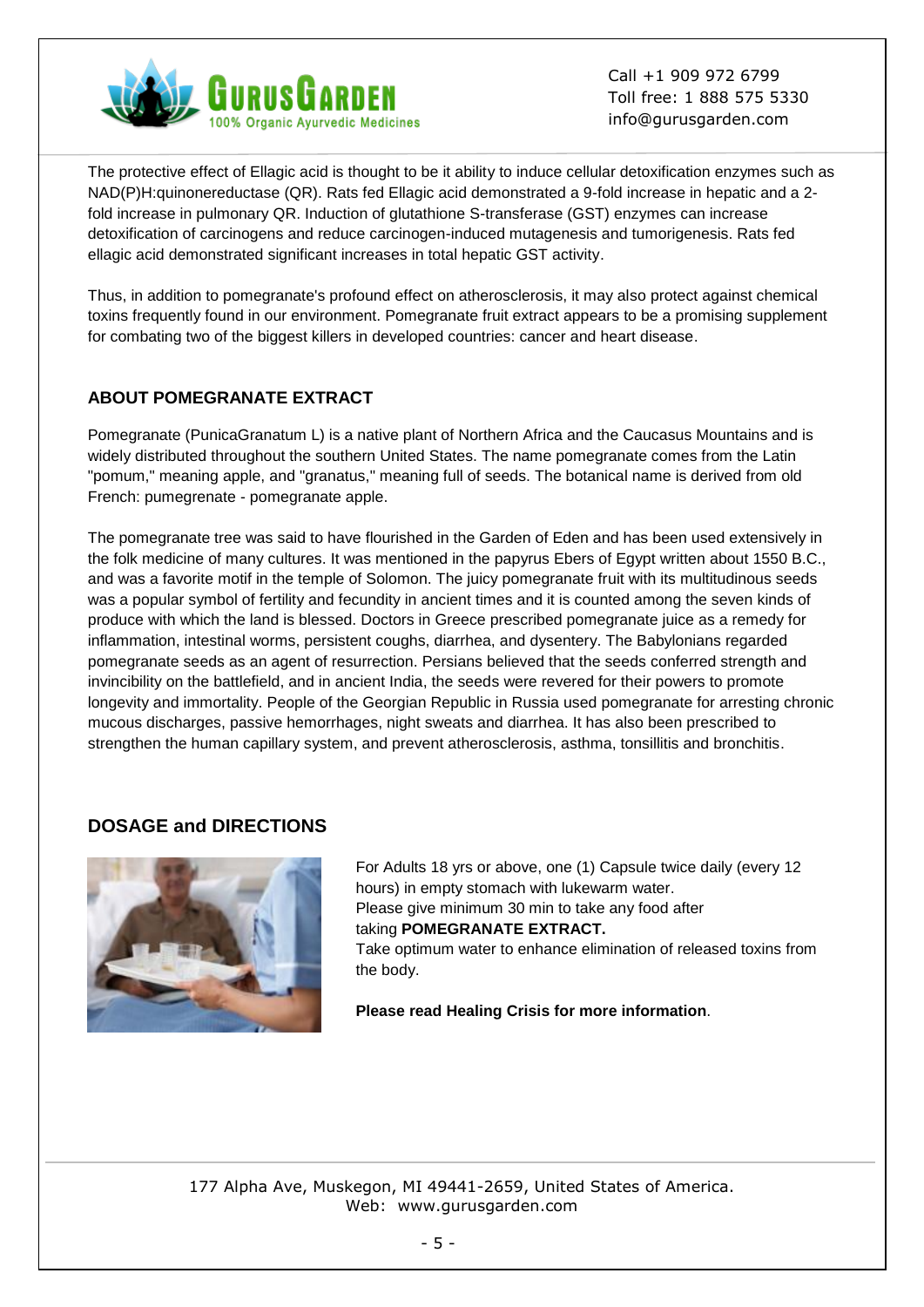The protective effect of Ellagic acid is thought to be it ability to induce cellular detoxification enzymes such as NAD(P)H:quinonereductase (QR). Rats fed Ellagic acid demonstrated a 9-fold increase in hepatic and a 2-fold increase in pulmonary QR. Induction of glutathione S-transferase (GST) enzymes can increase detoxification of carcinogens and reduce carcinogen-induced mutagenesis and tumorigenesis. Rats fed ellagic acid demonstrated significant increases in total hepatic GST activity.

Thus, in addition to pomegranate's profound effect on atherosclerosis, it may also protect against chemical toxins frequently found in our environment. Pomegranate fruit extract appears to be a promising supplement for combating two of the biggest killers in developed countries: cancer and heart disease.

### ABOUT POMEGRANATE EXTRACT

Pomegranate (PunicaGranatum L) is a native plant of Northern Africa and the Caucasus Mountains and is widely distributed throughout the southern United States. The name pomegranate comes from the Latin "pomum," meaning apple, and "granatus," meaning full of seeds. The botanical name is derived from old French: pumegrenate - pomegranate apple.

The pomegranate tree was said to have flourished in the Garden of Eden and has been used extensively in the folk medicine of many cultures. It was mentioned in the papyrus Ebers of Egypt written about 1550 B.C., and was a favorite motif in the temple of Solomon. The juicy pomegranate fruit with its multitudinous seeds was a popular symbol of fertility and fecundity in ancient times and it is counted among the seven kinds of produce with which the land is blessed. Doctors in Greece prescribed pomegranate juice as a remedy for inflammation, intestinal worms, persistent coughs, diarrhea, and dysentery. The Babylonians regarded pomegranate seeds as an agent of resurrection. Persians believed that the seeds conferred strength and invincibility on the battlefield, and in ancient India, the seeds were revered for their powers to promote longevity and immortality. People of the Georgian Republic in Russia used pomegranate for arresting chronic mucous discharges, passive hemorrhages, night sweats and diarrhea. It has also been prescribed to strengthen the human capillary system, and prevent atherosclerosis, asthma, tonsillitis and bronchitis.

## DOSAGE and DIRECTIONS

For Adults 18 yrs or above, one (1) Capsule twice daily (every 12 hours) in empty stomach with lukewarm water.
Please give minimum 30 min to take any food after taking **POMEGRANATE EXTRACT.**
Take optimum water to enhance elimination of released toxins from the body.

**Please read Healing Crisis for more information**.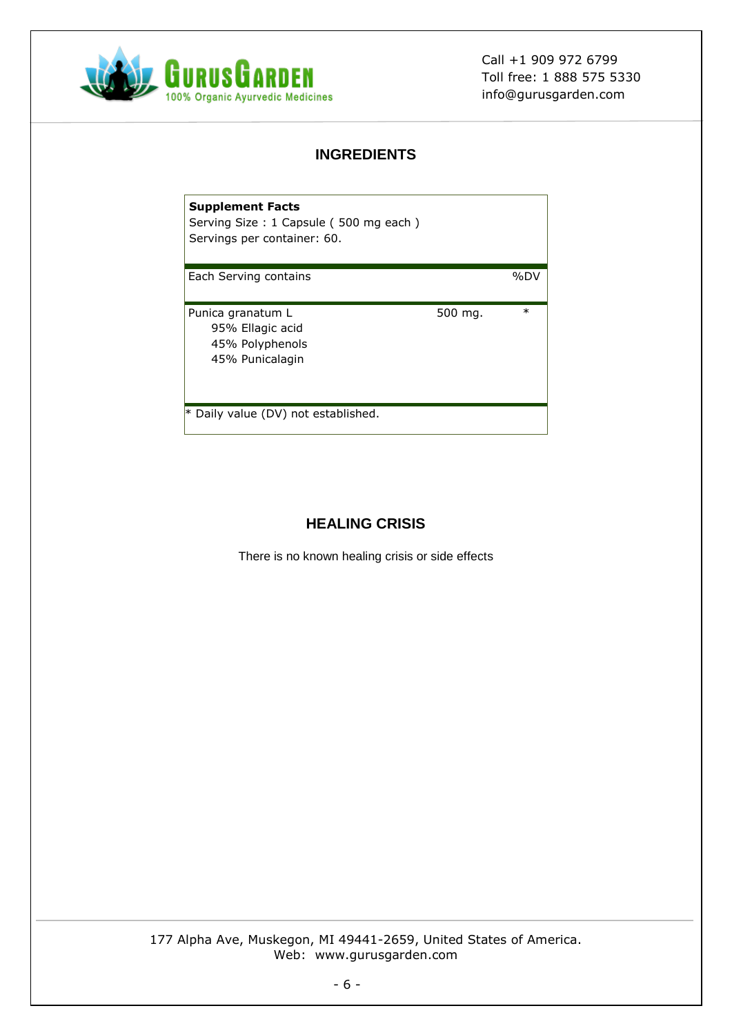## INGREDIENTS

**Supplement Facts**
Serving Size : 1 Capsule ( 500 mg each )
Servings per container: 60.

| Each Serving contains | | %DV |
|---|---|---|
| Punica granatum L<br>95% Ellagic acid<br>45% Polyphenols<br>45% Punicalagin | 500 mg. | * |

* Daily value (DV) not established.

## HEALING CRISIS

There is no known healing crisis or side effects